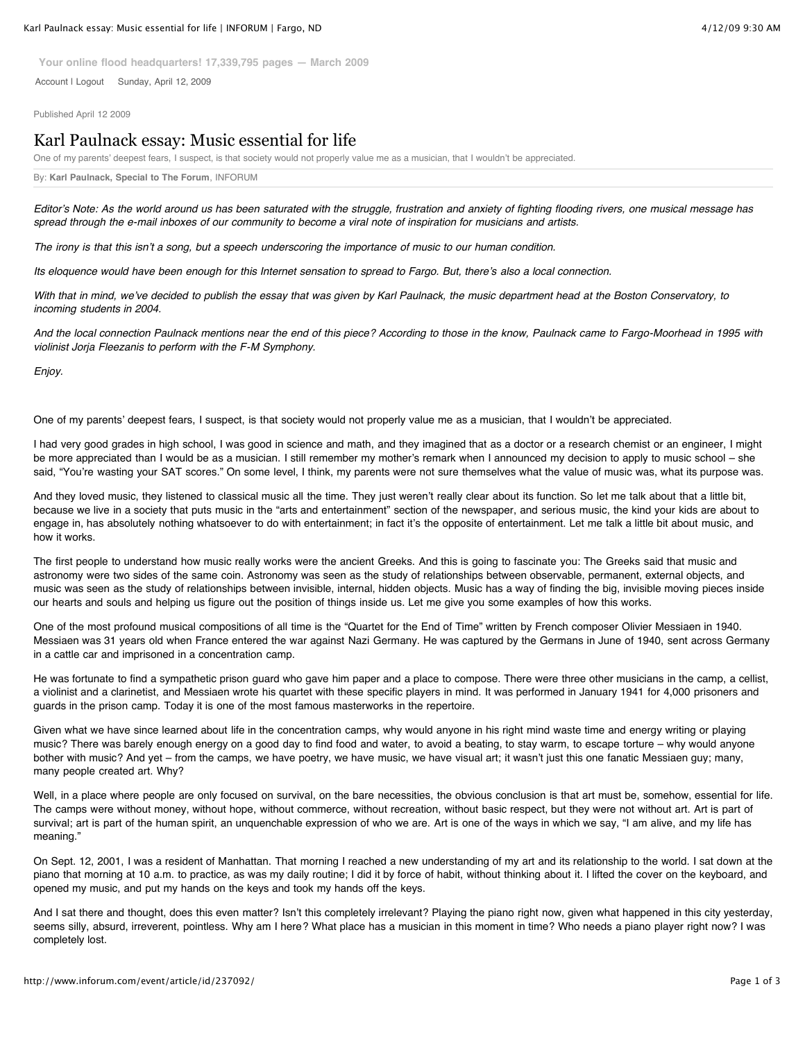Your online flood headquarters! 17,339,795 pages — March 2009

Account | Logout    Sunday, April 12, 2009

Published April 12 2009

# Karl Paulnack essay: Music essential for life

One of my parents' deepest fears, I suspect, is that society would not properly value me as a musician, that I wouldn't be appreciated.

By: **Karl Paulnack, Special to The Forum**, INFORUM

*Editor's Note: As the world around us has been saturated with the struggle, frustration and anxiety of fighting flooding rivers, one musical message has spread through the e-mail inboxes of our community to become a viral note of inspiration for musicians and artists.*

*The irony is that this isn't a song, but a speech underscoring the importance of music to our human condition.*

*Its eloquence would have been enough for this Internet sensation to spread to Fargo. But, there's also a local connection.*

*With that in mind, we've decided to publish the essay that was given by Karl Paulnack, the music department head at the Boston Conservatory, to incoming students in 2004.*

*And the local connection Paulnack mentions near the end of this piece? According to those in the know, Paulnack came to Fargo-Moorhead in 1995 with violinist Jorja Fleezanis to perform with the F-M Symphony.*

*Enjoy.*

One of my parents' deepest fears, I suspect, is that society would not properly value me as a musician, that I wouldn't be appreciated.

I had very good grades in high school, I was good in science and math, and they imagined that as a doctor or a research chemist or an engineer, I might be more appreciated than I would be as a musician. I still remember my mother's remark when I announced my decision to apply to music school – she said, "You're wasting your SAT scores." On some level, I think, my parents were not sure themselves what the value of music was, what its purpose was.

And they loved music, they listened to classical music all the time. They just weren't really clear about its function. So let me talk about that a little bit, because we live in a society that puts music in the "arts and entertainment" section of the newspaper, and serious music, the kind your kids are about to engage in, has absolutely nothing whatsoever to do with entertainment; in fact it's the opposite of entertainment. Let me talk a little bit about music, and how it works.

The first people to understand how music really works were the ancient Greeks. And this is going to fascinate you: The Greeks said that music and astronomy were two sides of the same coin. Astronomy was seen as the study of relationships between observable, permanent, external objects, and music was seen as the study of relationships between invisible, internal, hidden objects. Music has a way of finding the big, invisible moving pieces inside our hearts and souls and helping us figure out the position of things inside us. Let me give you some examples of how this works.

One of the most profound musical compositions of all time is the "Quartet for the End of Time" written by French composer Olivier Messiaen in 1940. Messiaen was 31 years old when France entered the war against Nazi Germany. He was captured by the Germans in June of 1940, sent across Germany in a cattle car and imprisoned in a concentration camp.

He was fortunate to find a sympathetic prison guard who gave him paper and a place to compose. There were three other musicians in the camp, a cellist, a violinist and a clarinetist, and Messiaen wrote his quartet with these specific players in mind. It was performed in January 1941 for 4,000 prisoners and guards in the prison camp. Today it is one of the most famous masterworks in the repertoire.

Given what we have since learned about life in the concentration camps, why would anyone in his right mind waste time and energy writing or playing music? There was barely enough energy on a good day to find food and water, to avoid a beating, to stay warm, to escape torture – why would anyone bother with music? And yet – from the camps, we have poetry, we have music, we have visual art; it wasn't just this one fanatic Messiaen guy; many, many people created art. Why?

Well, in a place where people are only focused on survival, on the bare necessities, the obvious conclusion is that art must be, somehow, essential for life. The camps were without money, without hope, without commerce, without recreation, without basic respect, but they were not without art. Art is part of survival; art is part of the human spirit, an unquenchable expression of who we are. Art is one of the ways in which we say, "I am alive, and my life has meaning."

On Sept. 12, 2001, I was a resident of Manhattan. That morning I reached a new understanding of my art and its relationship to the world. I sat down at the piano that morning at 10 a.m. to practice, as was my daily routine; I did it by force of habit, without thinking about it. I lifted the cover on the keyboard, and opened my music, and put my hands on the keys and took my hands off the keys.

And I sat there and thought, does this even matter? Isn't this completely irrelevant? Playing the piano right now, given what happened in this city yesterday, seems silly, absurd, irreverent, pointless. Why am I here? What place has a musician in this moment in time? Who needs a piano player right now? I was completely lost.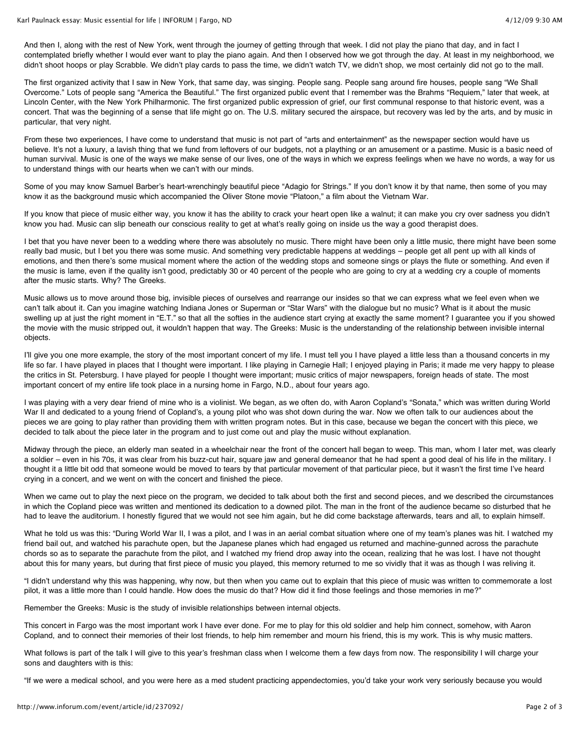And then I, along with the rest of New York, went through the journey of getting through that week. I did not play the piano that day, and in fact I contemplated briefly whether I would ever want to play the piano again. And then I observed how we got through the day. At least in my neighborhood, we didn't shoot hoops or play Scrabble. We didn't play cards to pass the time, we didn't watch TV, we didn't shop, we most certainly did not go to the mall.

The first organized activity that I saw in New York, that same day, was singing. People sang. People sang around fire houses, people sang "We Shall Overcome." Lots of people sang "America the Beautiful." The first organized public event that I remember was the Brahms "Requiem," later that week, at Lincoln Center, with the New York Philharmonic. The first organized public expression of grief, our first communal response to that historic event, was a concert. That was the beginning of a sense that life might go on. The U.S. military secured the airspace, but recovery was led by the arts, and by music in particular, that very night.

From these two experiences, I have come to understand that music is not part of "arts and entertainment" as the newspaper section would have us believe. It's not a luxury, a lavish thing that we fund from leftovers of our budgets, not a plaything or an amusement or a pastime. Music is a basic need of human survival. Music is one of the ways we make sense of our lives, one of the ways in which we express feelings when we have no words, a way for us to understand things with our hearts when we can't with our minds.

Some of you may know Samuel Barber's heart-wrenchingly beautiful piece "Adagio for Strings." If you don't know it by that name, then some of you may know it as the background music which accompanied the Oliver Stone movie "Platoon," a film about the Vietnam War.

If you know that piece of music either way, you know it has the ability to crack your heart open like a walnut; it can make you cry over sadness you didn't know you had. Music can slip beneath our conscious reality to get at what's really going on inside us the way a good therapist does.

I bet that you have never been to a wedding where there was absolutely no music. There might have been only a little music, there might have been some really bad music, but I bet you there was some music. And something very predictable happens at weddings – people get all pent up with all kinds of emotions, and then there's some musical moment where the action of the wedding stops and someone sings or plays the flute or something. And even if the music is lame, even if the quality isn't good, predictably 30 or 40 percent of the people who are going to cry at a wedding cry a couple of moments after the music starts. Why? The Greeks.

Music allows us to move around those big, invisible pieces of ourselves and rearrange our insides so that we can express what we feel even when we can't talk about it. Can you imagine watching Indiana Jones or Superman or "Star Wars" with the dialogue but no music? What is it about the music swelling up at just the right moment in "E.T." so that all the softies in the audience start crying at exactly the same moment? I guarantee you if you showed the movie with the music stripped out, it wouldn't happen that way. The Greeks: Music is the understanding of the relationship between invisible internal objects.

I'll give you one more example, the story of the most important concert of my life. I must tell you I have played a little less than a thousand concerts in my life so far. I have played in places that I thought were important. I like playing in Carnegie Hall; I enjoyed playing in Paris; it made me very happy to please the critics in St. Petersburg. I have played for people I thought were important; music critics of major newspapers, foreign heads of state. The most important concert of my entire life took place in a nursing home in Fargo, N.D., about four years ago.

I was playing with a very dear friend of mine who is a violinist. We began, as we often do, with Aaron Copland's "Sonata," which was written during World War II and dedicated to a young friend of Copland's, a young pilot who was shot down during the war. Now we often talk to our audiences about the pieces we are going to play rather than providing them with written program notes. But in this case, because we began the concert with this piece, we decided to talk about the piece later in the program and to just come out and play the music without explanation.

Midway through the piece, an elderly man seated in a wheelchair near the front of the concert hall began to weep. This man, whom I later met, was clearly a soldier – even in his 70s, it was clear from his buzz-cut hair, square jaw and general demeanor that he had spent a good deal of his life in the military. I thought it a little bit odd that someone would be moved to tears by that particular movement of that particular piece, but it wasn't the first time I've heard crying in a concert, and we went on with the concert and finished the piece.

When we came out to play the next piece on the program, we decided to talk about both the first and second pieces, and we described the circumstances in which the Copland piece was written and mentioned its dedication to a downed pilot. The man in the front of the audience became so disturbed that he had to leave the auditorium. I honestly figured that we would not see him again, but he did come backstage afterwards, tears and all, to explain himself.

What he told us was this: "During World War II, I was a pilot, and I was in an aerial combat situation where one of my team's planes was hit. I watched my friend bail out, and watched his parachute open, but the Japanese planes which had engaged us returned and machine-gunned across the parachute chords so as to separate the parachute from the pilot, and I watched my friend drop away into the ocean, realizing that he was lost. I have not thought about this for many years, but during that first piece of music you played, this memory returned to me so vividly that it was as though I was reliving it.

"I didn't understand why this was happening, why now, but then when you came out to explain that this piece of music was written to commemorate a lost pilot, it was a little more than I could handle. How does the music do that? How did it find those feelings and those memories in me?"

Remember the Greeks: Music is the study of invisible relationships between internal objects.

This concert in Fargo was the most important work I have ever done. For me to play for this old soldier and help him connect, somehow, with Aaron Copland, and to connect their memories of their lost friends, to help him remember and mourn his friend, this is my work. This is why music matters.

What follows is part of the talk I will give to this year's freshman class when I welcome them a few days from now. The responsibility I will charge your sons and daughters with is this:

"If we were a medical school, and you were here as a med student practicing appendectomies, you'd take your work very seriously because you would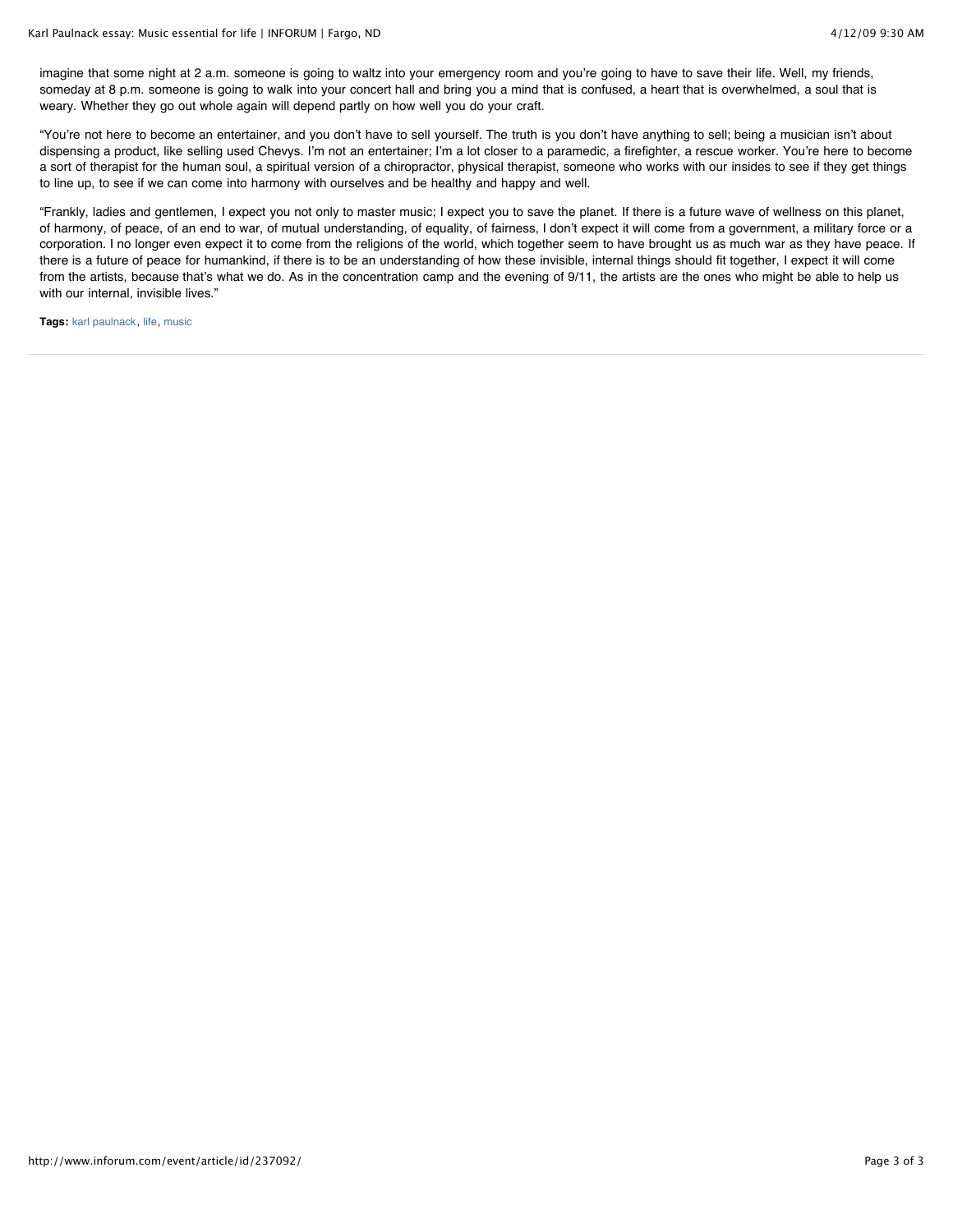imagine that some night at 2 a.m. someone is going to waltz into your emergency room and you're going to have to save their life. Well, my friends, someday at 8 p.m. someone is going to walk into your concert hall and bring you a mind that is confused, a heart that is overwhelmed, a soul that is weary. Whether they go out whole again will depend partly on how well you do your craft.

"You're not here to become an entertainer, and you don't have to sell yourself. The truth is you don't have anything to sell; being a musician isn't about dispensing a product, like selling used Chevys. I'm not an entertainer; I'm a lot closer to a paramedic, a firefighter, a rescue worker. You're here to become a sort of therapist for the human soul, a spiritual version of a chiropractor, physical therapist, someone who works with our insides to see if they get things to line up, to see if we can come into harmony with ourselves and be healthy and happy and well.

"Frankly, ladies and gentlemen, I expect you not only to master music; I expect you to save the planet. If there is a future wave of wellness on this planet, of harmony, of peace, of an end to war, of mutual understanding, of equality, of fairness, I don't expect it will come from a government, a military force or a corporation. I no longer even expect it to come from the religions of the world, which together seem to have brought us as much war as they have peace. If there is a future of peace for humankind, if there is to be an understanding of how these invisible, internal things should fit together, I expect it will come from the artists, because that's what we do. As in the concentration camp and the evening of 9/11, the artists are the ones who might be able to help us with our internal, invisible lives."

**Tags:** karl paulnack, life, music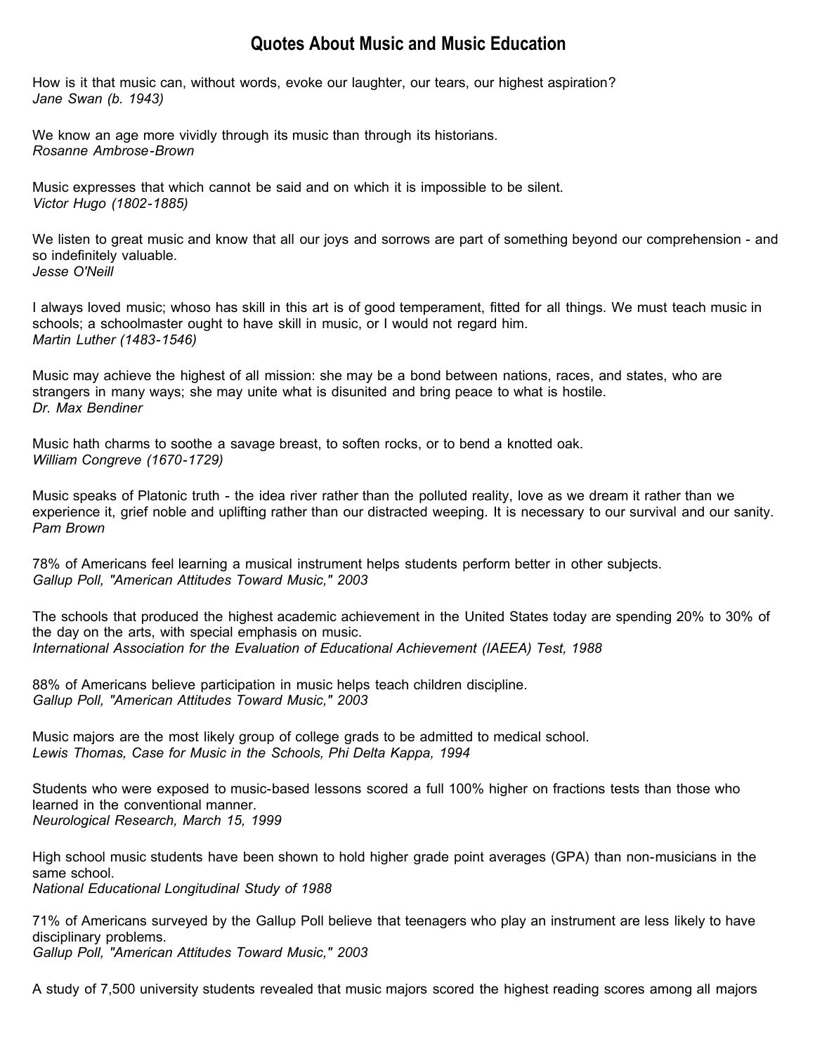# Quotes About Music and Music Education

How is it that music can, without words, evoke our laughter, our tears, our highest aspiration?
*Jane Swan (b. 1943)*

We know an age more vividly through its music than through its historians.
*Rosanne Ambrose-Brown*

Music expresses that which cannot be said and on which it is impossible to be silent.
*Victor Hugo (1802-1885)*

We listen to great music and know that all our joys and sorrows are part of something beyond our comprehension - and so indefinitely valuable.
*Jesse O'Neill*

I always loved music; whoso has skill in this art is of good temperament, fitted for all things. We must teach music in schools; a schoolmaster ought to have skill in music, or I would not regard him.
*Martin Luther (1483-1546)*

Music may achieve the highest of all mission: she may be a bond between nations, races, and states, who are strangers in many ways; she may unite what is disunited and bring peace to what is hostile.
*Dr. Max Bendiner*

Music hath charms to soothe a savage breast, to soften rocks, or to bend a knotted oak.
*William Congreve (1670-1729)*

Music speaks of Platonic truth - the idea river rather than the polluted reality, love as we dream it rather than we experience it, grief noble and uplifting rather than our distracted weeping. It is necessary to our survival and our sanity.
*Pam Brown*

78% of Americans feel learning a musical instrument helps students perform better in other subjects.
*Gallup Poll, "American Attitudes Toward Music," 2003*

The schools that produced the highest academic achievement in the United States today are spending 20% to 30% of the day on the arts, with special emphasis on music.
*International Association for the Evaluation of Educational Achievement (IAEEA) Test, 1988*

88% of Americans believe participation in music helps teach children discipline.
*Gallup Poll, "American Attitudes Toward Music," 2003*

Music majors are the most likely group of college grads to be admitted to medical school.
*Lewis Thomas, Case for Music in the Schools, Phi Delta Kappa, 1994*

Students who were exposed to music-based lessons scored a full 100% higher on fractions tests than those who learned in the conventional manner.
*Neurological Research, March 15, 1999*

High school music students have been shown to hold higher grade point averages (GPA) than non-musicians in the same school.
*National Educational Longitudinal Study of 1988*

71% of Americans surveyed by the Gallup Poll believe that teenagers who play an instrument are less likely to have disciplinary problems.
*Gallup Poll, "American Attitudes Toward Music," 2003*

A study of 7,500 university students revealed that music majors scored the highest reading scores among all majors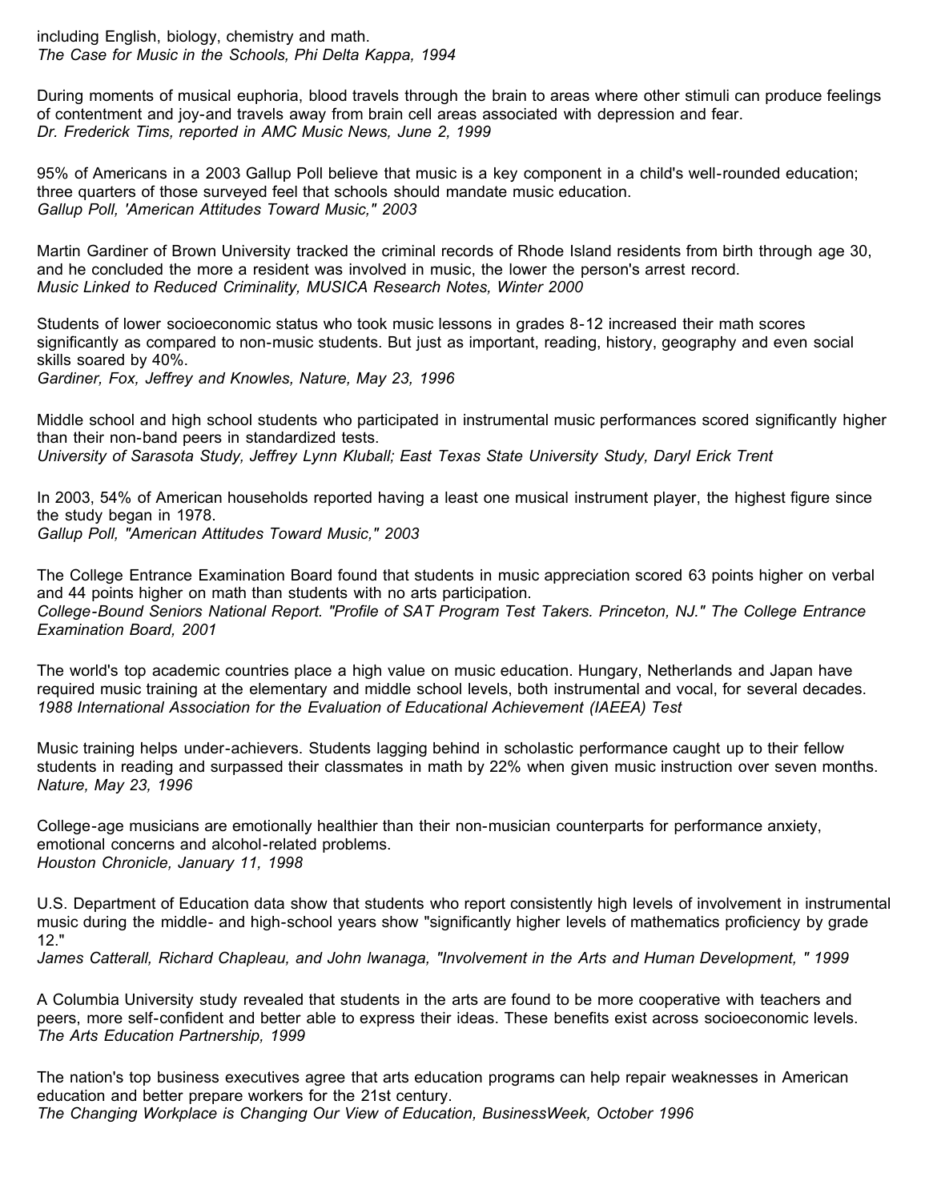including English, biology, chemistry and math.
*The Case for Music in the Schools, Phi Delta Kappa, 1994*

During moments of musical euphoria, blood travels through the brain to areas where other stimuli can produce feelings of contentment and joy-and travels away from brain cell areas associated with depression and fear.
*Dr. Frederick Tims, reported in AMC Music News, June 2, 1999*

95% of Americans in a 2003 Gallup Poll believe that music is a key component in a child's well-rounded education; three quarters of those surveyed feel that schools should mandate music education.
*Gallup Poll, 'American Attitudes Toward Music," 2003*

Martin Gardiner of Brown University tracked the criminal records of Rhode Island residents from birth through age 30, and he concluded the more a resident was involved in music, the lower the person's arrest record.
*Music Linked to Reduced Criminality, MUSICA Research Notes, Winter 2000*

Students of lower socioeconomic status who took music lessons in grades 8-12 increased their math scores significantly as compared to non-music students. But just as important, reading, history, geography and even social skills soared by 40%.
*Gardiner, Fox, Jeffrey and Knowles, Nature, May 23, 1996*

Middle school and high school students who participated in instrumental music performances scored significantly higher than their non-band peers in standardized tests.
*University of Sarasota Study, Jeffrey Lynn Kluball; East Texas State University Study, Daryl Erick Trent*

In 2003, 54% of American households reported having a least one musical instrument player, the highest figure since the study began in 1978.
*Gallup Poll, "American Attitudes Toward Music," 2003*

The College Entrance Examination Board found that students in music appreciation scored 63 points higher on verbal and 44 points higher on math than students with no arts participation.
*College-Bound Seniors National Report. "Profile of SAT Program Test Takers. Princeton, NJ." The College Entrance Examination Board, 2001*

The world's top academic countries place a high value on music education. Hungary, Netherlands and Japan have required music training at the elementary and middle school levels, both instrumental and vocal, for several decades.
*1988 International Association for the Evaluation of Educational Achievement (IAEEA) Test*

Music training helps under-achievers. Students lagging behind in scholastic performance caught up to their fellow students in reading and surpassed their classmates in math by 22% when given music instruction over seven months.
*Nature, May 23, 1996*

College-age musicians are emotionally healthier than their non-musician counterparts for performance anxiety, emotional concerns and alcohol-related problems.
*Houston Chronicle, January 11, 1998*

U.S. Department of Education data show that students who report consistently high levels of involvement in instrumental music during the middle- and high-school years show "significantly higher levels of mathematics proficiency by grade 12."
*James Catterall, Richard Chapleau, and John Iwanaga, "Involvement in the Arts and Human Development, " 1999*

A Columbia University study revealed that students in the arts are found to be more cooperative with teachers and peers, more self-confident and better able to express their ideas. These benefits exist across socioeconomic levels.
*The Arts Education Partnership, 1999*

The nation's top business executives agree that arts education programs can help repair weaknesses in American education and better prepare workers for the 21st century.
*The Changing Workplace is Changing Our View of Education, BusinessWeek, October 1996*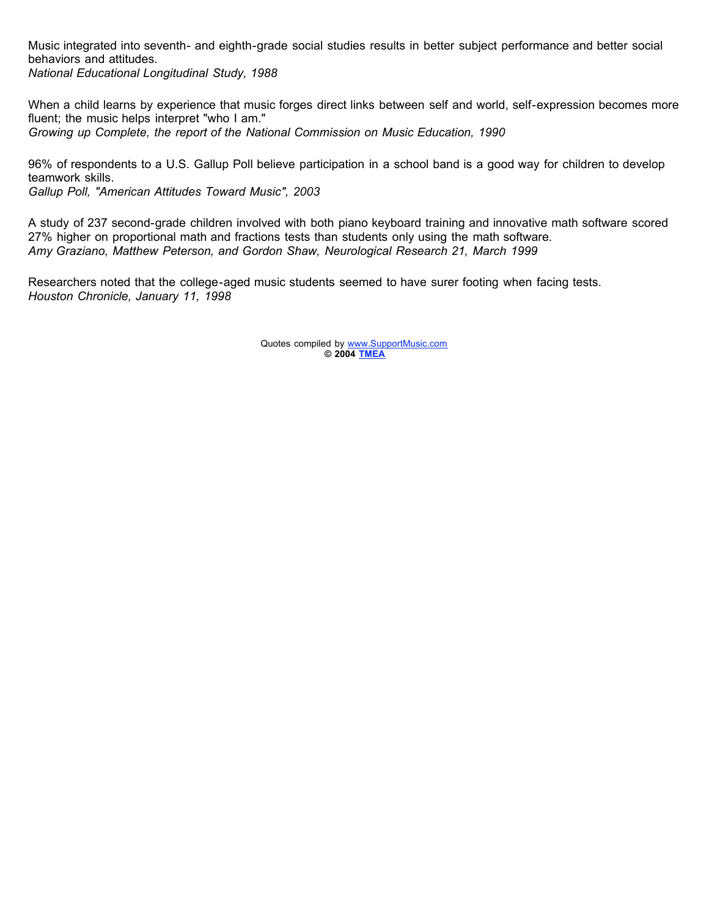Music integrated into seventh- and eighth-grade social studies results in better subject performance and better social behaviors and attitudes.
*National Educational Longitudinal Study, 1988*

When a child learns by experience that music forges direct links between self and world, self-expression becomes more fluent; the music helps interpret "who I am."
*Growing up Complete, the report of the National Commission on Music Education, 1990*

96% of respondents to a U.S. Gallup Poll believe participation in a school band is a good way for children to develop teamwork skills.
*Gallup Poll, "American Attitudes Toward Music", 2003*

A study of 237 second-grade children involved with both piano keyboard training and innovative math software scored 27% higher on proportional math and fractions tests than students only using the math software.
*Amy Graziano, Matthew Peterson, and Gordon Shaw, Neurological Research 21, March 1999*

Researchers noted that the college-aged music students seemed to have surer footing when facing tests.
*Houston Chronicle, January 11, 1998*

Quotes compiled by www.SupportMusic.com
**© 2004 TMEA**